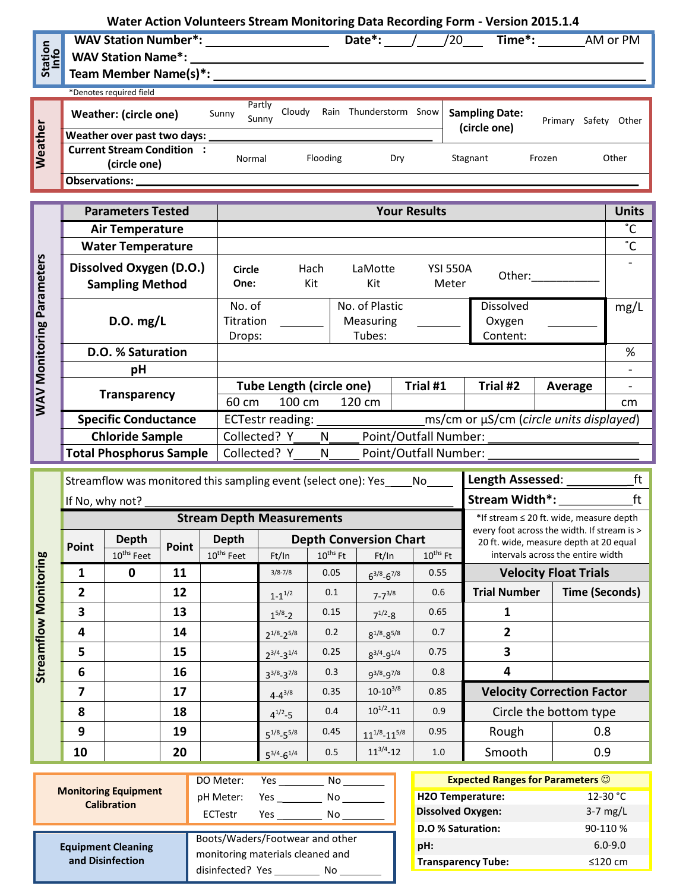# Water Action Volunteers Stream Monitoring Data Recording Form - Version 2015.1.4

## Station Info

**WAV Station Number*:** ________________ **Date*:** ____/____/20___ **Time*:** _______AM or PM

**WAV Station Name*:** ________________________________________________

**Team Member Name(s)*:** ________________________________________________

*Denotes required field

## Weather

| | | |
|---|---|---|
| **Weather: (circle one)** | Sunny / Partly Sunny / Cloudy / Rain / Thunderstorm / Snow | **Sampling Date: (circle one)** Primary / Safety / Other |
| **Weather over past two days:** ______________________________ | | |
| **Current Stream Condition: (circle one)** | Normal / Flooding / Dry / Stagnant / Frozen / Other | |
| **Observations:** ______________________________ | | |

## WAV Monitoring Parameters

| Parameters Tested | Your Results | | | | Units |
|---|---|---|---|---|---|
| **Air Temperature** | | | | | ˚C |
| **Water Temperature** | | | | | ˚C |
| **Dissolved Oxygen (D.O.) Sampling Method** | **Circle One:** Hach Kit / LaMotte Kit / YSI 550A Meter / Other:__________ | | | | - |
| **D.O. mg/L** | No. of Titration Drops: _______ | No. of Plastic Measuring Tubes: _______ | Dissolved Oxygen Content: ________ | | mg/L |
| **D.O. % Saturation** | | | | | % |
| **pH** | | | | | - |
| **Transparency** | **Tube Length (circle one)** | **Trial #1** | **Trial #2** | **Average** | - |
| | 60 cm / 100 cm / 120 cm | | | | cm |
| **Specific Conductance** | ECTestr reading: ______________ ms/cm or µS/cm (*circle units displayed*) | | | | |
| **Chloride Sample** | Collected? Y____N____ Point/Outfall Number: ____________________ | | | | |
| **Total Phosphorus Sample** | Collected? Y____N____ Point/Outfall Number: ____________________ | | | | |

## Streamflow Monitoring

Streamflow was monitored this sampling event (select one): Yes____No____

If No, why not? ________________________________________

**Length Assessed**: __________ft

**Stream Width*:** ___________ft

*If stream ≤ 20 ft. wide, measure depth every foot across the width. If stream is > 20 ft. wide, measure depth at 20 equal intervals across the entire width

### Stream Depth Measurements

| Point | Depth (10ths Feet) | Point | Depth (10ths Feet) | Depth Conversion Chart Ft/In | 10ths Ft | Ft/In | 10ths Ft |
|---|---|---|---|---|---|---|---|
| 1 | 0 | 11 | | 3/8-7/8 | 0.05 | 6 3/8-6 7/8 | 0.55 |
| 2 | | 12 | | 1-1 1/2 | 0.1 | 7-7 3/8 | 0.6 |
| 3 | | 13 | | 1 5/8-2 | 0.15 | 7 1/2-8 | 0.65 |
| 4 | | 14 | | 2 1/8-2 5/8 | 0.2 | 8 1/8-8 5/8 | 0.7 |
| 5 | | 15 | | 2 3/4-3 1/4 | 0.25 | 8 3/4-9 1/4 | 0.75 |
| 6 | | 16 | | 3 3/8-3 7/8 | 0.3 | 9 3/8-9 7/8 | 0.8 |
| 7 | | 17 | | 4-4 3/8 | 0.35 | 10-10 3/8 | 0.85 |
| 8 | | 18 | | 4 1/2-5 | 0.4 | 10 1/2-11 | 0.9 |
| 9 | | 19 | | 5 1/8-5 5/8 | 0.45 | 11 1/8-11 5/8 | 0.95 |
| 10 | | 20 | | 5 3/4-6 1/4 | 0.5 | 11 3/4-12 | 1.0 |

### Velocity Float Trials

| Trial Number | Time (Seconds) |
|---|---|
| 1 | |
| 2 | |
| 3 | |
| 4 | |

### Velocity Correction Factor

Circle the bottom type

| | |
|---|---|
| Rough | 0.8 |
| Smooth | 0.9 |

## Monitoring Equipment Calibration

| | |
|---|---|
| DO Meter: | Yes ________ No ________ |
| pH Meter: | Yes ________ No ________ |
| ECTestr | Yes ________ No ________ |

## Equipment Cleaning and Disinfection

Boots/Waders/Footwear and other monitoring materials cleaned and disinfected? Yes ________ No ________

## Expected Ranges for Parameters ☺

| | |
|---|---|
| **H2O Temperature:** | 12-30 °C |
| **Dissolved Oxygen:** | 3-7 mg/L |
| **D.O % Saturation:** | 90-110 % |
| **pH:** | 6.0-9.0 |
| **Transparency Tube:** | ≤120 cm |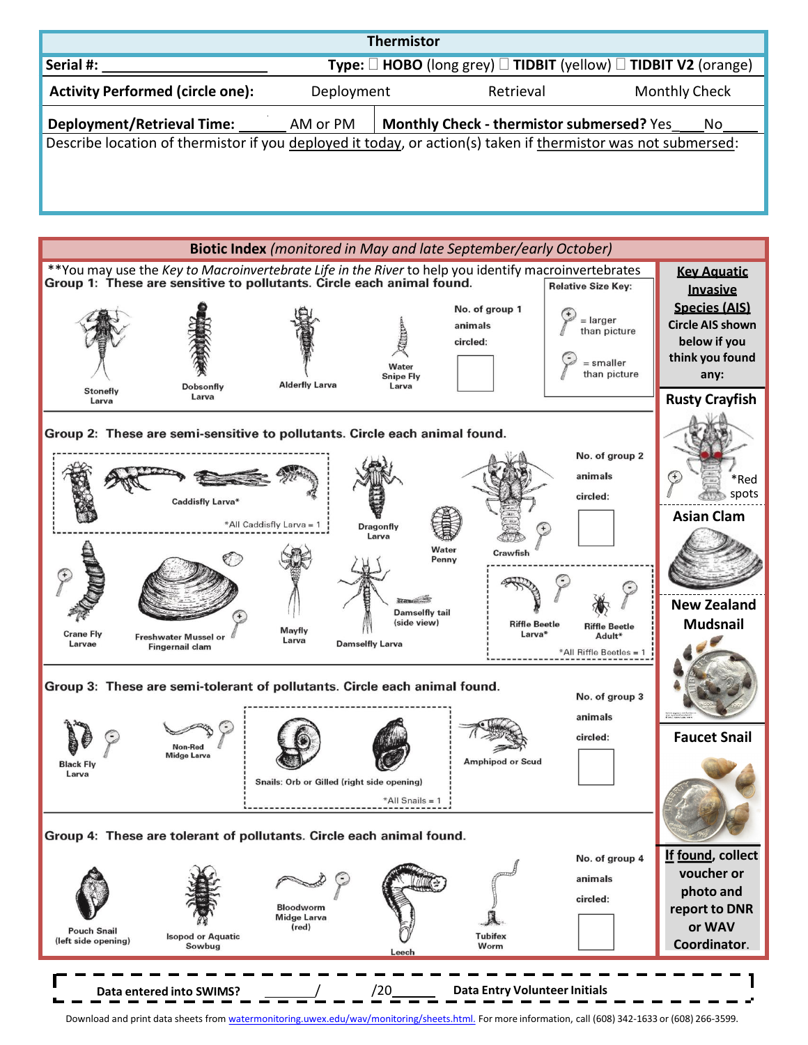## Thermistor

**Serial #:** ____________________ **Type:** ☐ **HOBO** (long grey) ☐ **TIDBIT** (yellow) ☐ **TIDBIT V2** (orange)

**Activity Performed (circle one):** Deployment Retrieval Monthly Check

**Deployment/Retrieval Time:** ______ AM or PM **Monthly Check - thermistor submersed?** Yes____No____

Describe location of thermistor if you deployed it today, or action(s) taken if thermistor was not submersed:

## Biotic Index *(monitored in May and late September/early October)*

**You may use the *Key to Macroinvertebrate Life in the River* to help you identify macroinvertebrates

**Group 1: These are sensitive to pollutants. Circle each animal found.**

Stonefly Larva

Dobsonfly Larva

Alderfly Larva

Water Snipe Fly Larva

No. of group 1 animals circled: ☐

Relative Size Key:
= larger than picture
= smaller than picture

**Group 2: These are semi-sensitive to pollutants. Circle each animal found.**

Caddisfly Larva*
*All Caddisfly Larva = 1

Dragonfly Larva

Water Penny

Crawfish

Crane Fly Larvae

Freshwater Mussel or Fingernail clam

Mayfly Larva

Damselfly tail (side view)

Damselfly Larva

Riffle Beetle Larva*

Riffle Beetle Adult*
*All Riffle Beetles = 1

No. of group 2 animals circled: ☐

**Group 3: These are semi-tolerant of pollutants. Circle each animal found.**

Black Fly Larva

Non-Red Midge Larva

Snails: Orb or Gilled (right side opening)
*All Snails = 1

Amphipod or Scud

No. of group 3 animals circled: ☐

**Group 4: These are tolerant of pollutants. Circle each animal found.**

Pouch Snail (left side opening)

Isopod or Aquatic Sowbug

Bloodworm Midge Larva (red)

Leech

Tubifex Worm

No. of group 4 animals circled: ☐

### Key Aquatic Invasive Species (AIS)

**Circle AIS shown below if you think you found any:**

**Rusty Crayfish**
*Red spots

**Asian Clam**

**New Zealand Mudsnail**

**Faucet Snail**

**If found, collect voucher or photo and report to DNR or WAV Coordinator.**

**Data entered into SWIMS?** ______/______/20______ **Data Entry Volunteer Initials**

Download and print data sheets from watermonitoring.uwex.edu/wav/monitoring/sheets.html. For more information, call (608) 342-1633 or (608) 266-3599.